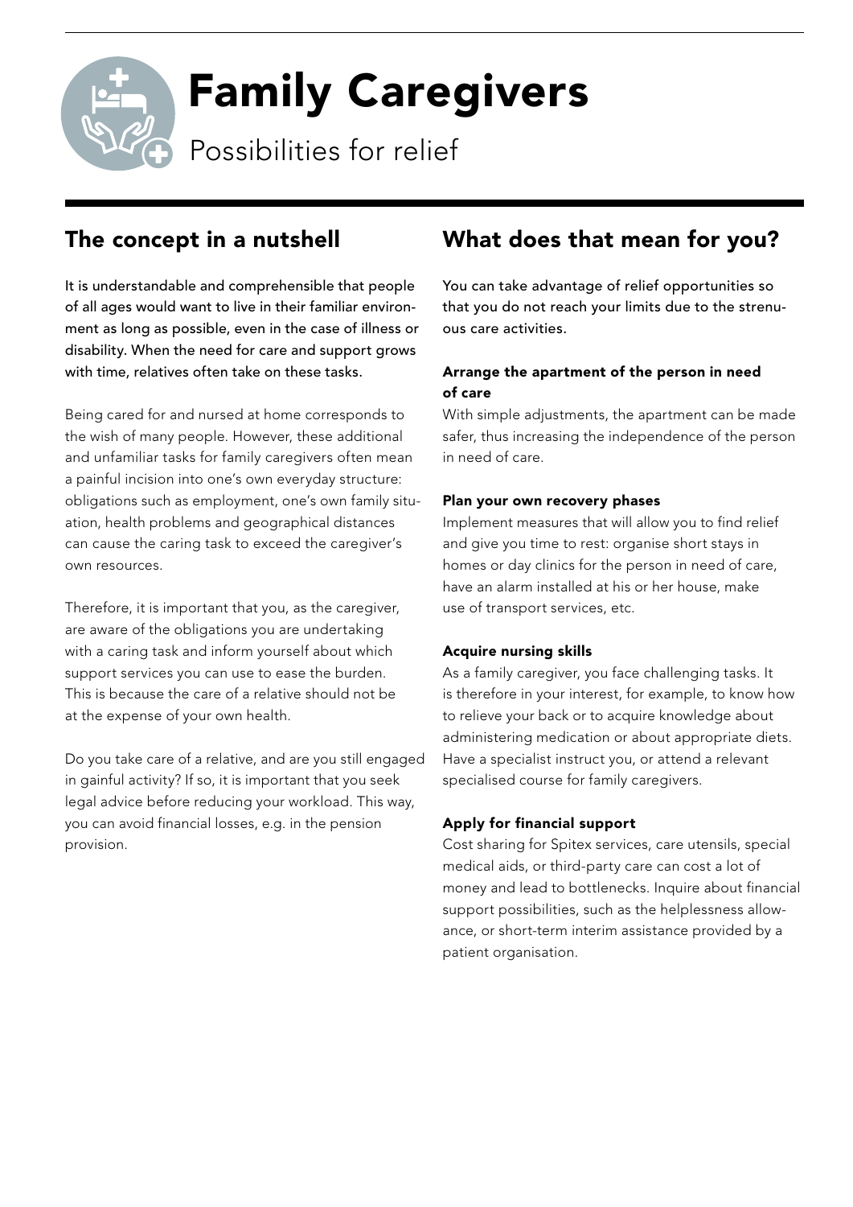# Family Caregivers

Possibilities for relief

## The concept in a nutshell

It is understandable and comprehensible that people of all ages would want to live in their familiar environment as long as possible, even in the case of illness or disability. When the need for care and support grows with time, relatives often take on these tasks.

Being cared for and nursed at home corresponds to the wish of many people. However, these additional and unfamiliar tasks for family caregivers often mean a painful incision into one's own everyday structure: obligations such as employment, one's own family situation, health problems and geographical distances can cause the caring task to exceed the caregiver's own resources.

Therefore, it is important that you, as the caregiver, are aware of the obligations you are undertaking with a caring task and inform yourself about which support services you can use to ease the burden. This is because the care of a relative should not be at the expense of your own health.

Do you take care of a relative, and are you still engaged in gainful activity? If so, it is important that you seek legal advice before reducing your workload. This way, you can avoid financial losses, e.g. in the pension provision.

## What does that mean for you?

You can take advantage of relief opportunities so that you do not reach your limits due to the strenuous care activities.

### Arrange the apartment of the person in need of care

With simple adjustments, the apartment can be made safer, thus increasing the independence of the person in need of care.

### Plan your own recovery phases

Implement measures that will allow you to find relief and give you time to rest: organise short stays in homes or day clinics for the person in need of care, have an alarm installed at his or her house, make use of transport services, etc.

### Acquire nursing skills

As a family caregiver, you face challenging tasks. It is therefore in your interest, for example, to know how to relieve your back or to acquire knowledge about administering medication or about appropriate diets. Have a specialist instruct you, or attend a relevant specialised course for family caregivers.

### Apply for financial support

Cost sharing for Spitex services, care utensils, special medical aids, or third-party care can cost a lot of money and lead to bottlenecks. Inquire about financial support possibilities, such as the helplessness allowance, or short-term interim assistance provided by a patient organisation.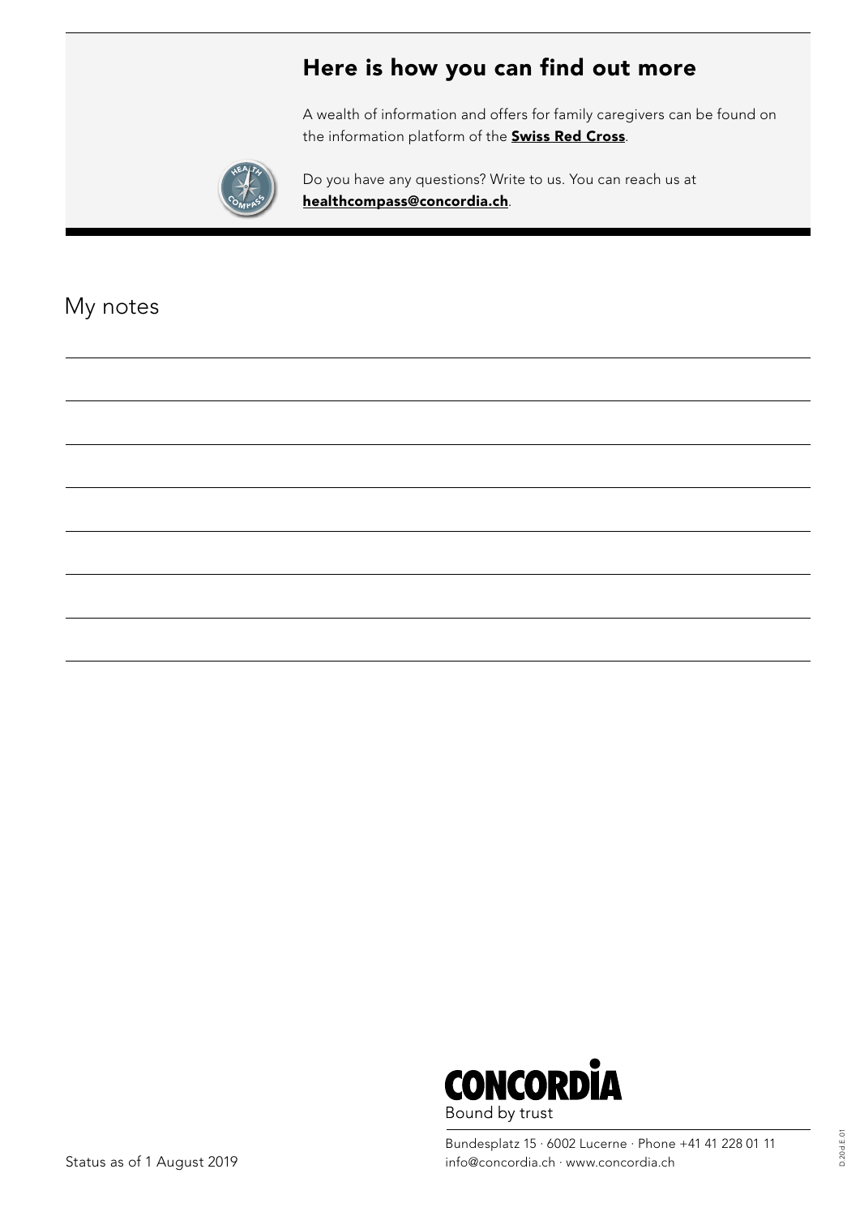## Here is how you can find out more

A wealth of information and offers for family caregivers can be found on the information platform of the **Swiss Red Cross**.

Do you have any questions? Write to us. You can reach us at **healthcompass@concordia.ch**.

## My notes

CONCORDIA
Bound by trust

Bundesplatz 15 · 6002 Lucerne · Phone +41 41 228 01 11
info@concordia.ch · www.concordia.ch

Status as of 1 August 2019

D.20d.E.01